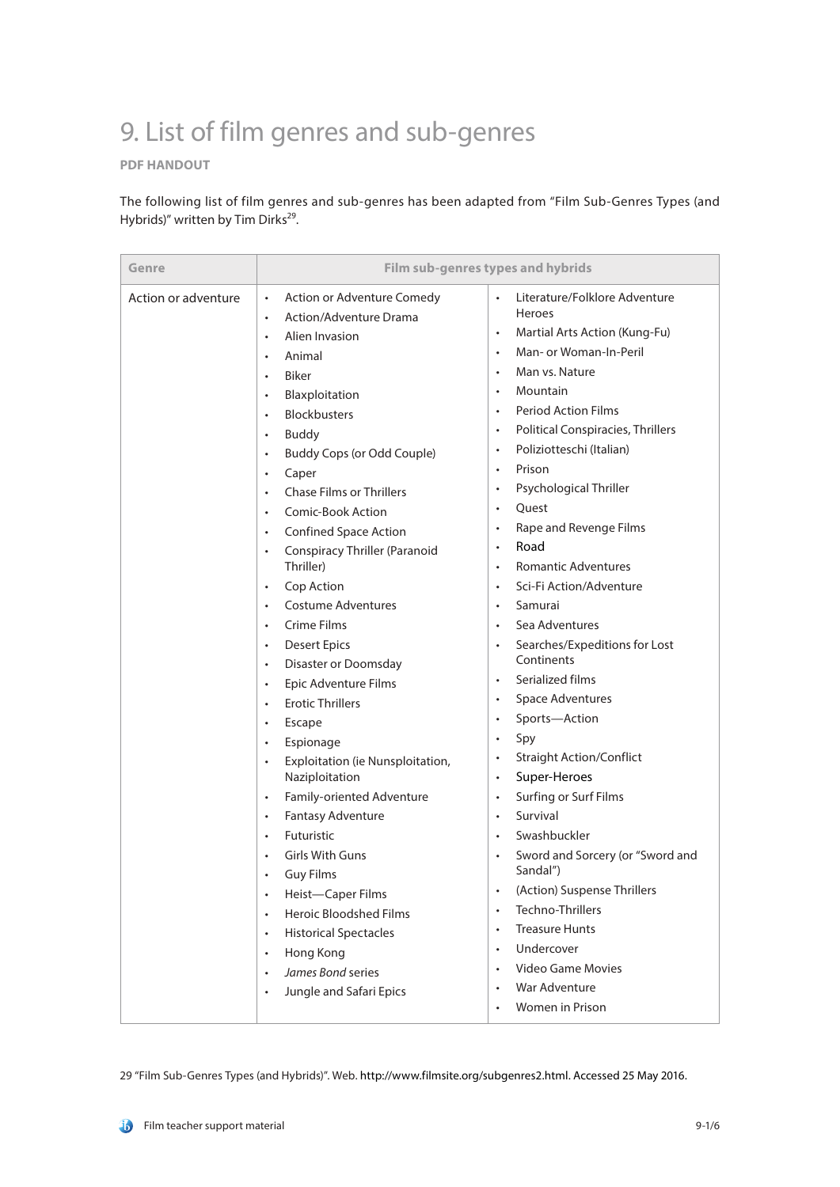# 9. List of film genres and sub-genres

**PDF HANDOUT**

The following list of film genres and sub-genres has been adapted from "Film Sub-Genres Types (and Hybrids)" written by Tim Dirks[29].

| Genre | Film sub-genres types and hybrids | |
|---|---|---|
| Action or adventure | • Action or Adventure Comedy<br>• Action/Adventure Drama<br>• Alien Invasion<br>• Animal<br>• Biker<br>• Blaxploitation<br>• Blockbusters<br>• Buddy<br>• Buddy Cops (or Odd Couple)<br>• Caper<br>• Chase Films or Thrillers<br>• Comic-Book Action<br>• Confined Space Action<br>• Conspiracy Thriller (Paranoid Thriller)<br>• Cop Action<br>• Costume Adventures<br>• Crime Films<br>• Desert Epics<br>• Disaster or Doomsday<br>• Epic Adventure Films<br>• Erotic Thrillers<br>• Escape<br>• Espionage<br>• Exploitation (ie Nunsploitation, Naziploitation<br>• Family-oriented Adventure<br>• Fantasy Adventure<br>• Futuristic<br>• Girls With Guns<br>• Guy Films<br>• Heist—Caper Films<br>• Heroic Bloodshed Films<br>• Historical Spectacles<br>• Hong Kong<br>• *James Bond* series<br>• Jungle and Safari Epics | • Literature/Folklore Adventure Heroes<br>• Martial Arts Action (Kung-Fu)<br>• Man- or Woman-In-Peril<br>• Man vs. Nature<br>• Mountain<br>• Period Action Films<br>• Political Conspiracies, Thrillers<br>• Poliziotteschi (Italian)<br>• Prison<br>• Psychological Thriller<br>• Quest<br>• Rape and Revenge Films<br>• Road<br>• Romantic Adventures<br>• Sci-Fi Action/Adventure<br>• Samurai<br>• Sea Adventures<br>• Searches/Expeditions for Lost Continents<br>• Serialized films<br>• Space Adventures<br>• Sports—Action<br>• Spy<br>• Straight Action/Conflict<br>• Super-Heroes<br>• Surfing or Surf Films<br>• Survival<br>• Swashbuckler<br>• Sword and Sorcery (or "Sword and Sandal")<br>• (Action) Suspense Thrillers<br>• Techno-Thrillers<br>• Treasure Hunts<br>• Undercover<br>• Video Game Movies<br>• War Adventure<br>• Women in Prison |

29 "Film Sub-Genres Types (and Hybrids)". Web. http://www.filmsite.org/subgenres2.html. Accessed 25 May 2016.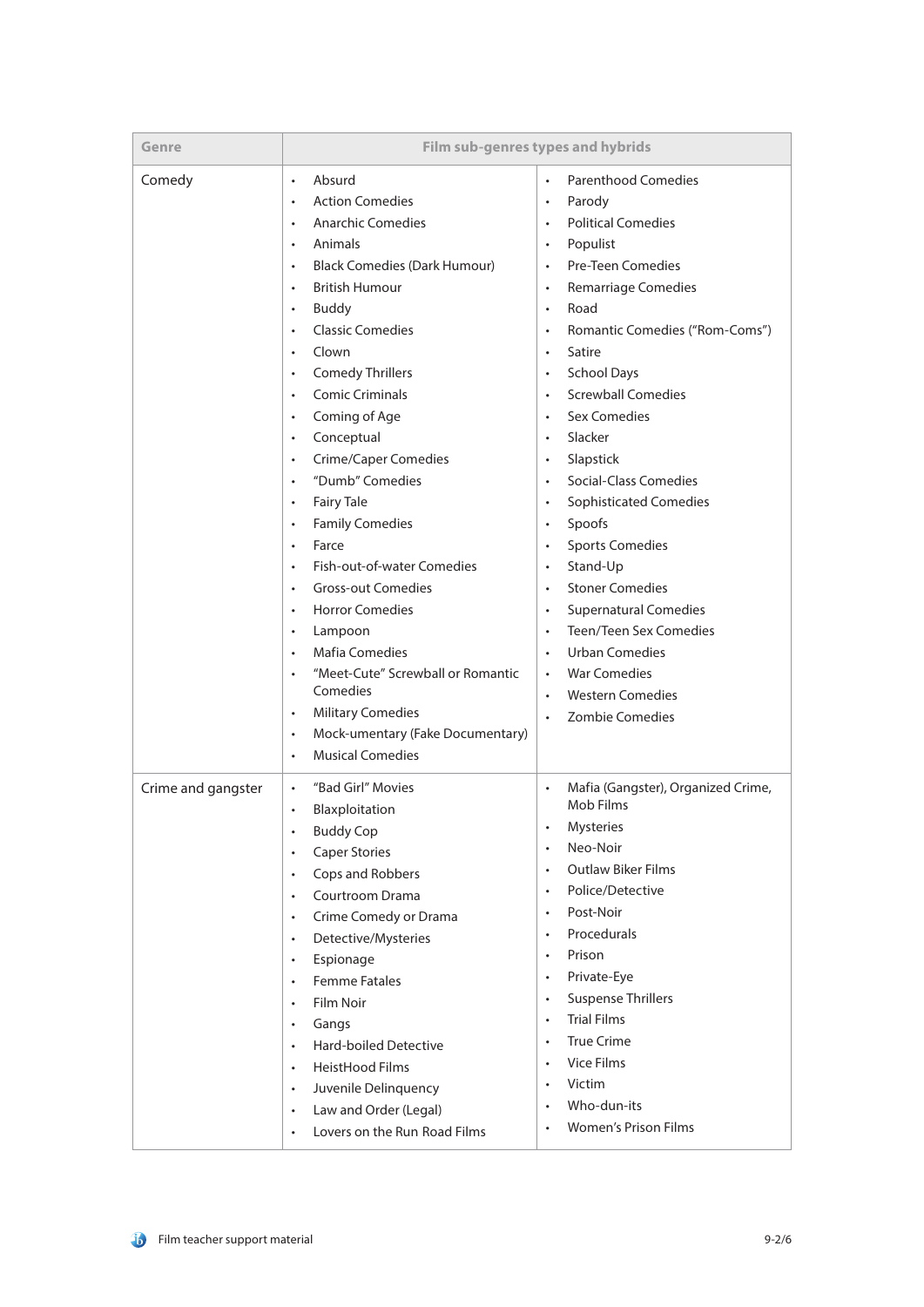| Genre | Film sub-genres types and hybrids | |
|---|---|---|
| Comedy | • Absurd<br>• Action Comedies<br>• Anarchic Comedies<br>• Animals<br>• Black Comedies (Dark Humour)<br>• British Humour<br>• Buddy<br>• Classic Comedies<br>• Clown<br>• Comedy Thrillers<br>• Comic Criminals<br>• Coming of Age<br>• Conceptual<br>• Crime/Caper Comedies<br>• "Dumb" Comedies<br>• Fairy Tale<br>• Family Comedies<br>• Farce<br>• Fish-out-of-water Comedies<br>• Gross-out Comedies<br>• Horror Comedies<br>• Lampoon<br>• Mafia Comedies<br>• "Meet-Cute" Screwball or Romantic Comedies<br>• Military Comedies<br>• Mock-umentary (Fake Documentary)<br>• Musical Comedies | • Parenthood Comedies<br>• Parody<br>• Political Comedies<br>• Populist<br>• Pre-Teen Comedies<br>• Remarriage Comedies<br>• Road<br>• Romantic Comedies ("Rom-Coms")<br>• Satire<br>• School Days<br>• Screwball Comedies<br>• Sex Comedies<br>• Slacker<br>• Slapstick<br>• Social-Class Comedies<br>• Sophisticated Comedies<br>• Spoofs<br>• Sports Comedies<br>• Stand-Up<br>• Stoner Comedies<br>• Supernatural Comedies<br>• Teen/Teen Sex Comedies<br>• Urban Comedies<br>• War Comedies<br>• Western Comedies<br>• Zombie Comedies |
| Crime and gangster | • "Bad Girl" Movies<br>• Blaxploitation<br>• Buddy Cop<br>• Caper Stories<br>• Cops and Robbers<br>• Courtroom Drama<br>• Crime Comedy or Drama<br>• Detective/Mysteries<br>• Espionage<br>• Femme Fatales<br>• Film Noir<br>• Gangs<br>• Hard-boiled Detective<br>• HeistHood Films<br>• Juvenile Delinquency<br>• Law and Order (Legal)<br>• Lovers on the Run Road Films | • Mafia (Gangster), Organized Crime, Mob Films<br>• Mysteries<br>• Neo-Noir<br>• Outlaw Biker Films<br>• Police/Detective<br>• Post-Noir<br>• Procedurals<br>• Prison<br>• Private-Eye<br>• Suspense Thrillers<br>• Trial Films<br>• True Crime<br>• Vice Films<br>• Victim<br>• Who-dun-its<br>• Women's Prison Films |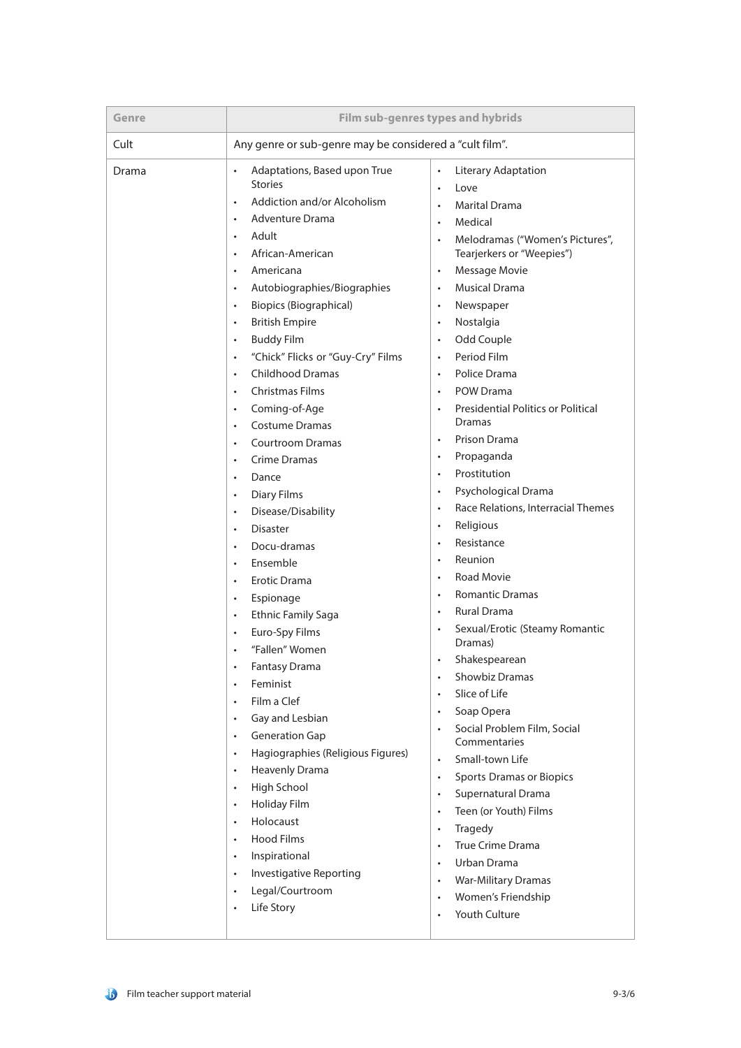| Genre | Film sub-genres types and hybrids | |
|---|---|---|
| Cult | Any genre or sub-genre may be considered a "cult film". | |
| Drama | • Adaptations, Based upon True Stories<br>• Addiction and/or Alcoholism<br>• Adventure Drama<br>• Adult<br>• African-American<br>• Americana<br>• Autobiographies/Biographies<br>• Biopics (Biographical)<br>• British Empire<br>• Buddy Film<br>• "Chick" Flicks or "Guy-Cry" Films<br>• Childhood Dramas<br>• Christmas Films<br>• Coming-of-Age<br>• Costume Dramas<br>• Courtroom Dramas<br>• Crime Dramas<br>• Dance<br>• Diary Films<br>• Disease/Disability<br>• Disaster<br>• Docu-dramas<br>• Ensemble<br>• Erotic Drama<br>• Espionage<br>• Ethnic Family Saga<br>• Euro-Spy Films<br>• "Fallen" Women<br>• Fantasy Drama<br>• Feminist<br>• Film a Clef<br>• Gay and Lesbian<br>• Generation Gap<br>• Hagiographies (Religious Figures)<br>• Heavenly Drama<br>• High School<br>• Holiday Film<br>• Holocaust<br>• Hood Films<br>• Inspirational<br>• Investigative Reporting<br>• Legal/Courtroom<br>• Life Story | • Literary Adaptation<br>• Love<br>• Marital Drama<br>• Medical<br>• Melodramas ("Women's Pictures", Tearjerkers or "Weepies")<br>• Message Movie<br>• Musical Drama<br>• Newspaper<br>• Nostalgia<br>• Odd Couple<br>• Period Film<br>• Police Drama<br>• POW Drama<br>• Presidential Politics or Political Dramas<br>• Prison Drama<br>• Propaganda<br>• Prostitution<br>• Psychological Drama<br>• Race Relations, Interracial Themes<br>• Religious<br>• Resistance<br>• Reunion<br>• Road Movie<br>• Romantic Dramas<br>• Rural Drama<br>• Sexual/Erotic (Steamy Romantic Dramas)<br>• Shakespearean<br>• Showbiz Dramas<br>• Slice of Life<br>• Soap Opera<br>• Social Problem Film, Social Commentaries<br>• Small-town Life<br>• Sports Dramas or Biopics<br>• Supernatural Drama<br>• Teen (or Youth) Films<br>• Tragedy<br>• True Crime Drama<br>• Urban Drama<br>• War-Military Dramas<br>• Women's Friendship<br>• Youth Culture |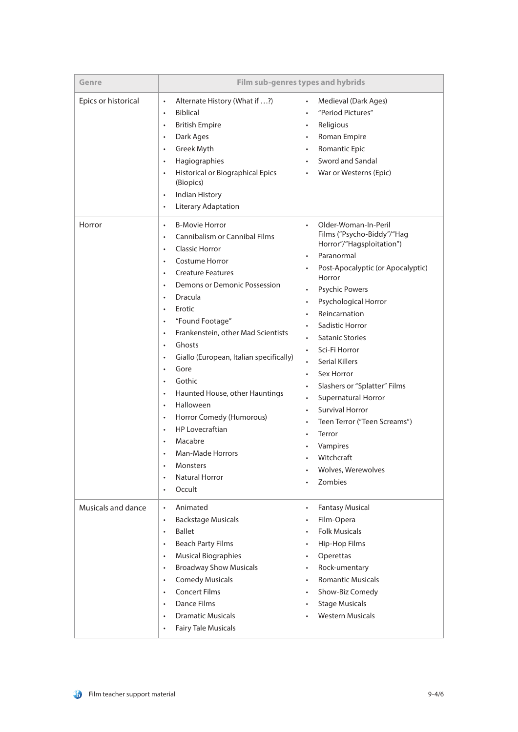| Genre | Film sub-genres types and hybrids | |
|---|---|---|
| Epics or historical | • Alternate History (What if …?)<br>• Biblical<br>• British Empire<br>• Dark Ages<br>• Greek Myth<br>• Hagiographies<br>• Historical or Biographical Epics (Biopics)<br>• Indian History<br>• Literary Adaptation | • Medieval (Dark Ages)<br>• “Period Pictures”<br>• Religious<br>• Roman Empire<br>• Romantic Epic<br>• Sword and Sandal<br>• War or Westerns (Epic) |
| Horror | • B-Movie Horror<br>• Cannibalism or Cannibal Films<br>• Classic Horror<br>• Costume Horror<br>• Creature Features<br>• Demons or Demonic Possession<br>• Dracula<br>• Erotic<br>• “Found Footage”<br>• Frankenstein, other Mad Scientists<br>• Ghosts<br>• Giallo (European, Italian specifically)<br>• Gore<br>• Gothic<br>• Haunted House, other Hauntings<br>• Halloween<br>• Horror Comedy (Humorous)<br>• HP Lovecraftian<br>• Macabre<br>• Man-Made Horrors<br>• Monsters<br>• Natural Horror<br>• Occult | • Older-Woman-In-Peril Films (“Psycho-Biddy”/“Hag Horror”/“Hagsploitation”)<br>• Paranormal<br>• Post-Apocalyptic (or Apocalyptic) Horror<br>• Psychic Powers<br>• Psychological Horror<br>• Reincarnation<br>• Sadistic Horror<br>• Satanic Stories<br>• Sci-Fi Horror<br>• Serial Killers<br>• Sex Horror<br>• Slashers or “Splatter” Films<br>• Supernatural Horror<br>• Survival Horror<br>• Teen Terror (“Teen Screams”)<br>• Terror<br>• Vampires<br>• Witchcraft<br>• Wolves, Werewolves<br>• Zombies |
| Musicals and dance | • Animated<br>• Backstage Musicals<br>• Ballet<br>• Beach Party Films<br>• Musical Biographies<br>• Broadway Show Musicals<br>• Comedy Musicals<br>• Concert Films<br>• Dance Films<br>• Dramatic Musicals<br>• Fairy Tale Musicals | • Fantasy Musical<br>• Film-Opera<br>• Folk Musicals<br>• Hip-Hop Films<br>• Operettas<br>• Rock-umentary<br>• Romantic Musicals<br>• Show-Biz Comedy<br>• Stage Musicals<br>• Western Musicals |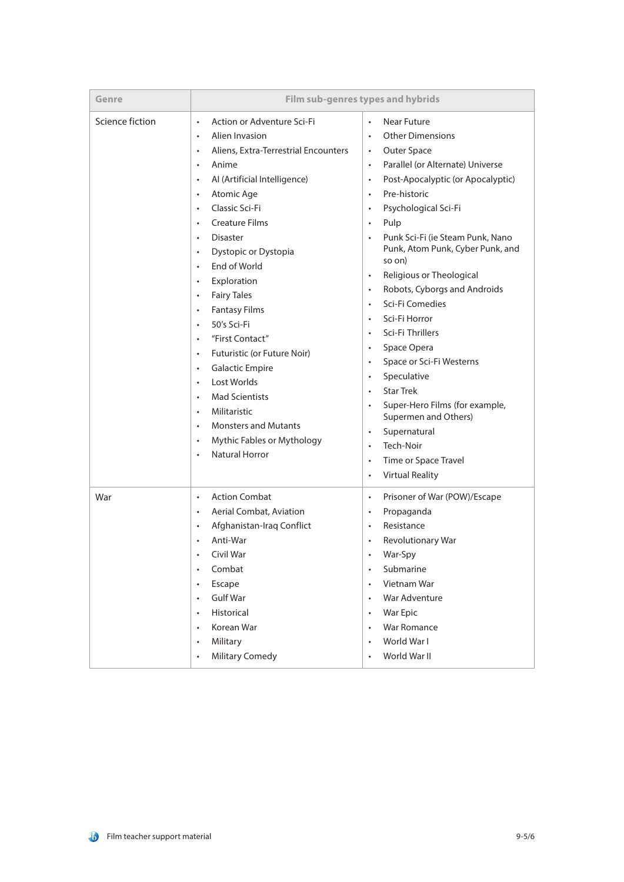| Genre | Film sub-genres types and hybrids | |
|---|---|---|
| Science fiction | • Action or Adventure Sci-Fi<br>• Alien Invasion<br>• Aliens, Extra-Terrestrial Encounters<br>• Anime<br>• AI (Artificial Intelligence)<br>• Atomic Age<br>• Classic Sci-Fi<br>• Creature Films<br>• Disaster<br>• Dystopic or Dystopia<br>• End of World<br>• Exploration<br>• Fairy Tales<br>• Fantasy Films<br>• 50's Sci-Fi<br>• "First Contact"<br>• Futuristic (or Future Noir)<br>• Galactic Empire<br>• Lost Worlds<br>• Mad Scientists<br>• Militaristic<br>• Monsters and Mutants<br>• Mythic Fables or Mythology<br>• Natural Horror | • Near Future<br>• Other Dimensions<br>• Outer Space<br>• Parallel (or Alternate) Universe<br>• Post-Apocalyptic (or Apocalyptic)<br>• Pre-historic<br>• Psychological Sci-Fi<br>• Pulp<br>• Punk Sci-Fi (ie Steam Punk, Nano Punk, Atom Punk, Cyber Punk, and so on)<br>• Religious or Theological<br>• Robots, Cyborgs and Androids<br>• Sci-Fi Comedies<br>• Sci-Fi Horror<br>• Sci-Fi Thrillers<br>• Space Opera<br>• Space or Sci-Fi Westerns<br>• Speculative<br>• Star Trek<br>• Super-Hero Films (for example, Supermen and Others)<br>• Supernatural<br>• Tech-Noir<br>• Time or Space Travel<br>• Virtual Reality |
| War | • Action Combat<br>• Aerial Combat, Aviation<br>• Afghanistan-Iraq Conflict<br>• Anti-War<br>• Civil War<br>• Combat<br>• Escape<br>• Gulf War<br>• Historical<br>• Korean War<br>• Military<br>• Military Comedy | • Prisoner of War (POW)/Escape<br>• Propaganda<br>• Resistance<br>• Revolutionary War<br>• War-Spy<br>• Submarine<br>• Vietnam War<br>• War Adventure<br>• War Epic<br>• War Romance<br>• World War I<br>• World War II |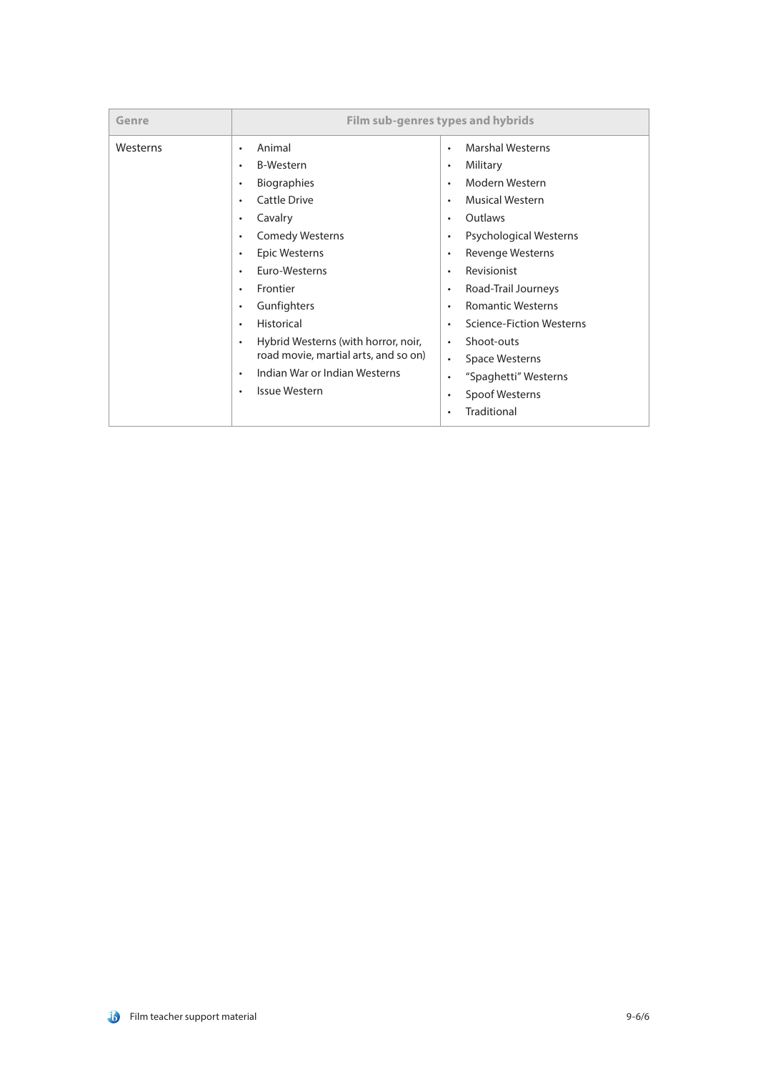| Genre | Film sub-genres types and hybrids | |
|---|---|---|
| Westerns | • Animal<br>• B-Western<br>• Biographies<br>• Cattle Drive<br>• Cavalry<br>• Comedy Westerns<br>• Epic Westerns<br>• Euro-Westerns<br>• Frontier<br>• Gunfighters<br>• Historical<br>• Hybrid Westerns (with horror, noir, road movie, martial arts, and so on)<br>• Indian War or Indian Westerns<br>• Issue Western | • Marshal Westerns<br>• Military<br>• Modern Western<br>• Musical Western<br>• Outlaws<br>• Psychological Westerns<br>• Revenge Westerns<br>• Revisionist<br>• Road-Trail Journeys<br>• Romantic Westerns<br>• Science-Fiction Westerns<br>• Shoot-outs<br>• Space Westerns<br>• "Spaghetti" Westerns<br>• Spoof Westerns<br>• Traditional |